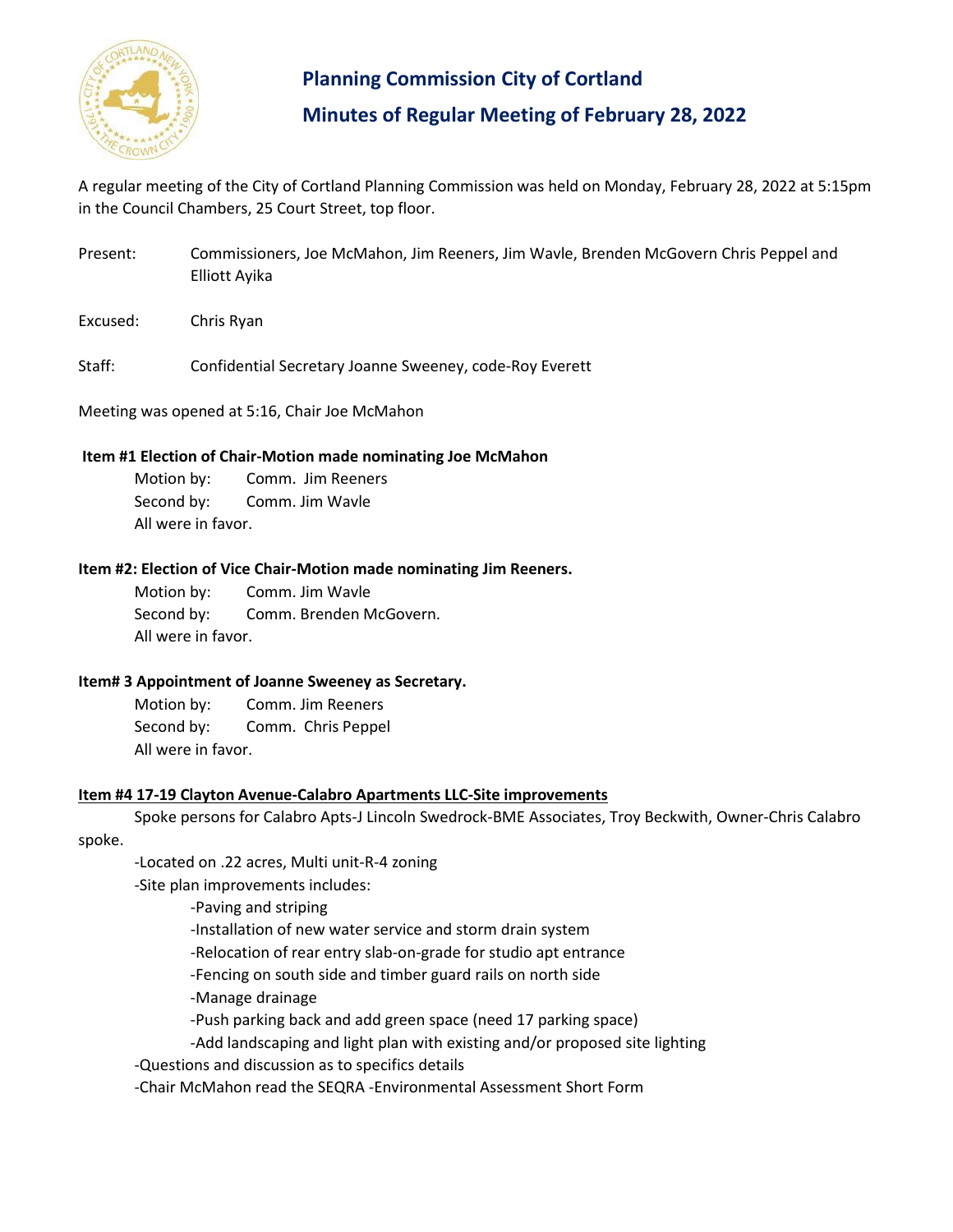# Planning Commission City of Cortland

## Minutes of Regular Meeting of February 28, 2022

A regular meeting of the City of Cortland Planning Commission was held on Monday, February 28, 2022 at 5:15pm in the Council Chambers, 25 Court Street, top floor.

Present: Commissioners, Joe McMahon, Jim Reeners, Jim Wavle, Brenden McGovern Chris Peppel and Elliott Ayika

Excused: Chris Ryan

Staff: Confidential Secretary Joanne Sweeney, code-Roy Everett

Meeting was opened at 5:16, Chair Joe McMahon

**Item #1 Election of Chair-Motion made nominating Joe McMahon**

Motion by: Comm. Jim Reeners
Second by: Comm. Jim Wavle
All were in favor.

**Item #2: Election of Vice Chair-Motion made nominating Jim Reeners.**

Motion by: Comm. Jim Wavle
Second by: Comm. Brenden McGovern.
All were in favor.

**Item# 3 Appointment of Joanne Sweeney as Secretary.**

Motion by: Comm. Jim Reeners
Second by: Comm. Chris Peppel
All were in favor.

**Item #4 17-19 Clayton Avenue-Calabro Apartments LLC-Site improvements**

Spoke persons for Calabro Apts-J Lincoln Swedrock-BME Associates, Troy Beckwith, Owner-Chris Calabro spoke.

-Located on .22 acres, Multi unit-R-4 zoning

-Site plan improvements includes:

- -Paving and striping
- -Installation of new water service and storm drain system
- -Relocation of rear entry slab-on-grade for studio apt entrance
- -Fencing on south side and timber guard rails on north side
- -Manage drainage
- -Push parking back and add green space (need 17 parking space)
- -Add landscaping and light plan with existing and/or proposed site lighting

-Questions and discussion as to specifics details

-Chair McMahon read the SEQRA -Environmental Assessment Short Form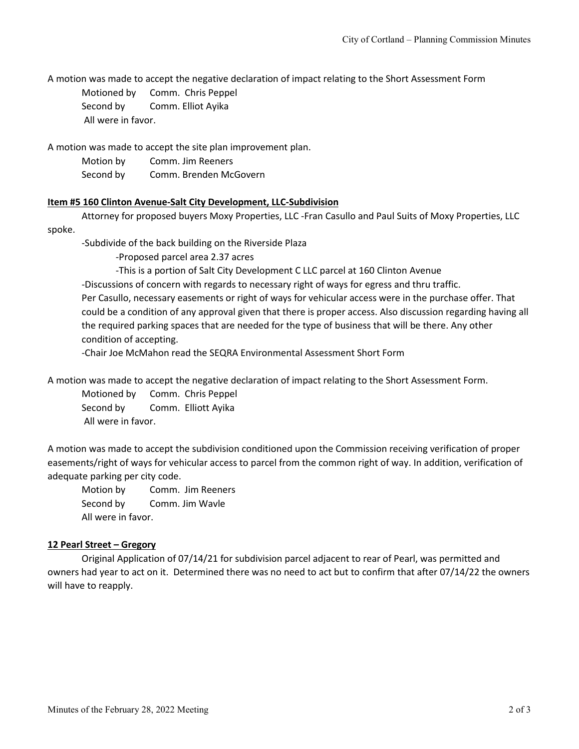A motion was made to accept the negative declaration of impact relating to the Short Assessment Form

Motioned by Comm. Chris Peppel
Second by Comm. Elliot Ayika
All were in favor.

A motion was made to accept the site plan improvement plan.

Motion by Comm. Jim Reeners
Second by Comm. Brenden McGovern

**Item #5 160 Clinton Avenue-Salt City Development, LLC-Subdivision**

Attorney for proposed buyers Moxy Properties, LLC -Fran Casullo and Paul Suits of Moxy Properties, LLC spoke.

-Subdivide of the back building on the Riverside Plaza

-Proposed parcel area 2.37 acres

-This is a portion of Salt City Development C LLC parcel at 160 Clinton Avenue

-Discussions of concern with regards to necessary right of ways for egress and thru traffic.

Per Casullo, necessary easements or right of ways for vehicular access were in the purchase offer. That could be a condition of any approval given that there is proper access. Also discussion regarding having all the required parking spaces that are needed for the type of business that will be there. Any other condition of accepting.

-Chair Joe McMahon read the SEQRA Environmental Assessment Short Form

A motion was made to accept the negative declaration of impact relating to the Short Assessment Form.

Motioned by Comm. Chris Peppel
Second by Comm. Elliott Ayika
All were in favor.

A motion was made to accept the subdivision conditioned upon the Commission receiving verification of proper easements/right of ways for vehicular access to parcel from the common right of way. In addition, verification of adequate parking per city code.

Motion by Comm. Jim Reeners
Second by Comm. Jim Wavle
All were in favor.

**12 Pearl Street – Gregory**

Original Application of 07/14/21 for subdivision parcel adjacent to rear of Pearl, was permitted and owners had year to act on it. Determined there was no need to act but to confirm that after 07/14/22 the owners will have to reapply.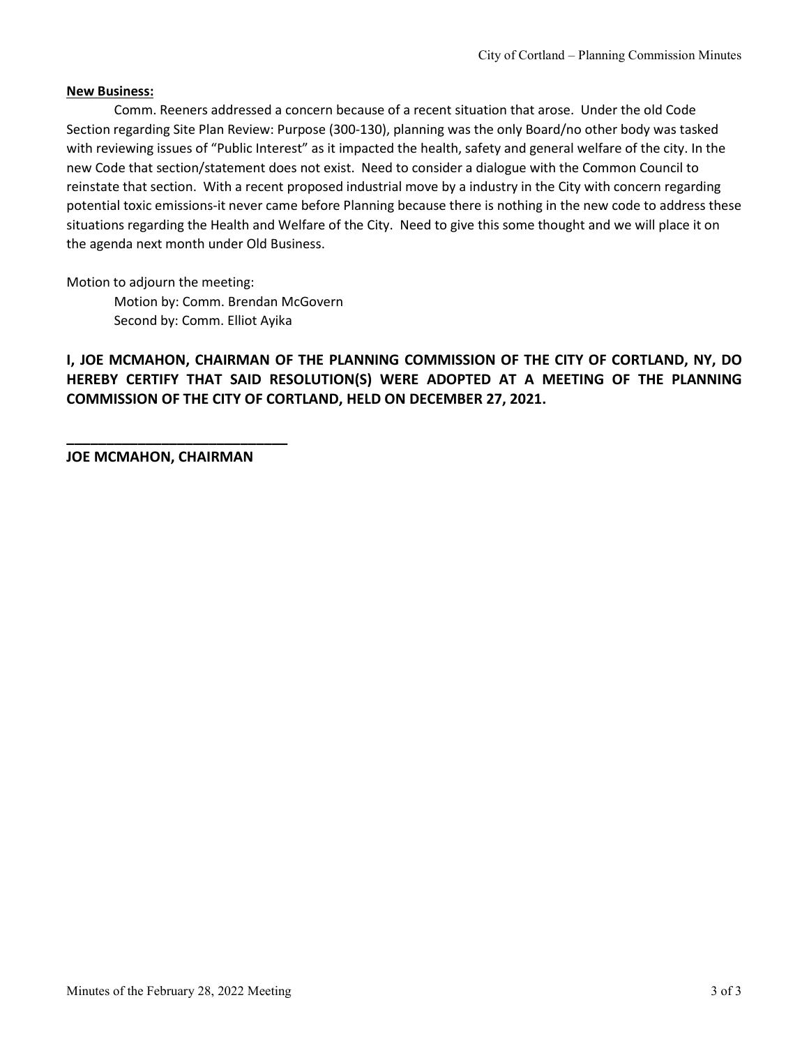**New Business:**

Comm. Reeners addressed a concern because of a recent situation that arose. Under the old Code Section regarding Site Plan Review: Purpose (300-130), planning was the only Board/no other body was tasked with reviewing issues of "Public Interest" as it impacted the health, safety and general welfare of the city. In the new Code that section/statement does not exist. Need to consider a dialogue with the Common Council to reinstate that section. With a recent proposed industrial move by a industry in the City with concern regarding potential toxic emissions-it never came before Planning because there is nothing in the new code to address these situations regarding the Health and Welfare of the City. Need to give this some thought and we will place it on the agenda next month under Old Business.

Motion to adjourn the meeting:

Motion by: Comm. Brendan McGovern
Second by: Comm. Elliot Ayika

**I, JOE MCMAHON, CHAIRMAN OF THE PLANNING COMMISSION OF THE CITY OF CORTLAND, NY, DO HEREBY CERTIFY THAT SAID RESOLUTION(S) WERE ADOPTED AT A MEETING OF THE PLANNING COMMISSION OF THE CITY OF CORTLAND, HELD ON DECEMBER 27, 2021.**

______________________________
**JOE MCMAHON, CHAIRMAN**